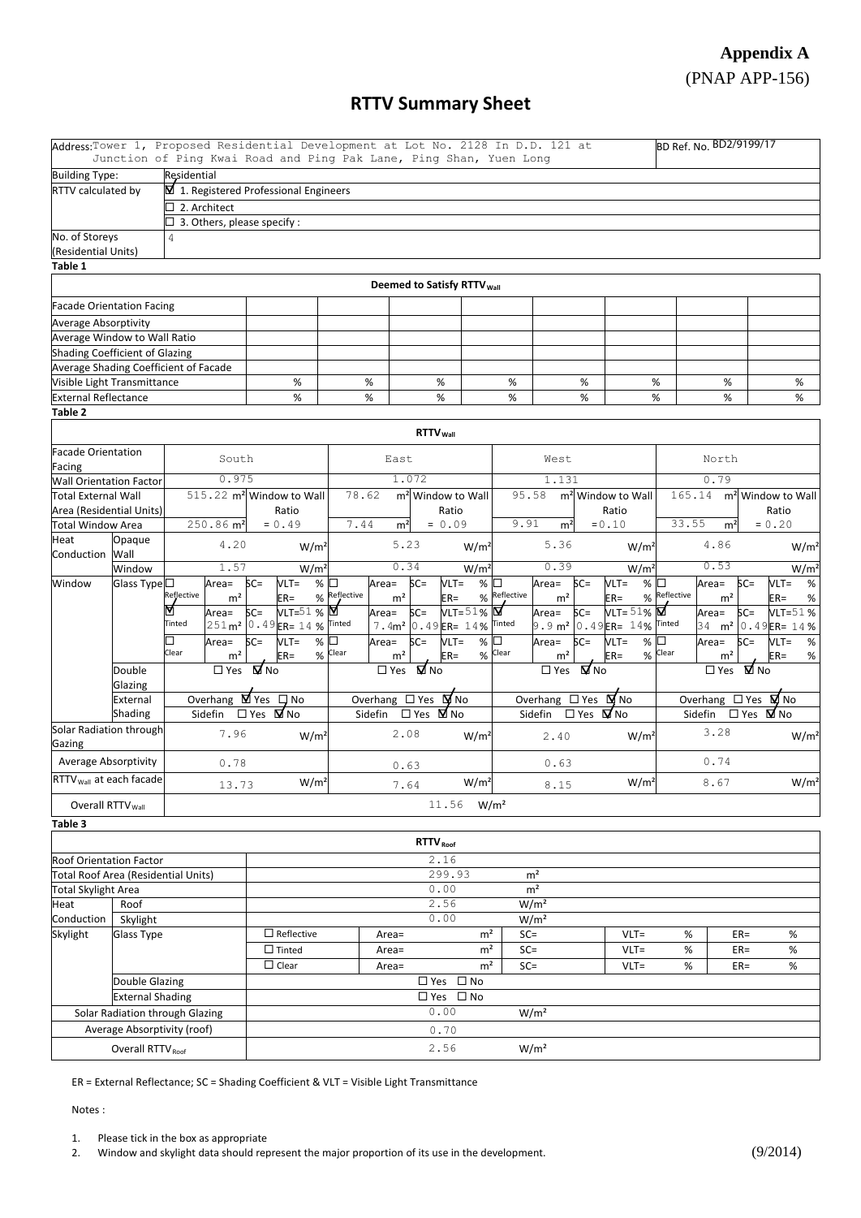**Appendix A**
(PNAP APP-156)

# RTTV Summary Sheet

| Address: Tower 1, Proposed Residential Development at Lot No. 2128 In D.D. 121 at Junction of Ping Kwai Road and Ping Pak Lane, Ping Shan, Yuen Long | BD Ref. No. BD2/9199/17 |
|---|---|
| Building Type: | Residential |
| RTTV calculated by | ☑ 1. Registered Professional Engineers |
| | ☐ 2. Architect |
| | ☐ 3. Others, please specify : |
| No. of Storeys (Residential Units) | 4 |

**Table 1**

| Deemed to Satisfy $RTTV_{Wall}$ | | | | | | | | |
|---|---|---|---|---|---|---|---|---|
| Facade Orientation Facing | | | | | | | | |
| Average Absorptivity | | | | | | | | |
| Average Window to Wall Ratio | | | | | | | | |
| Shading Coefficient of Glazing | | | | | | | | |
| Average Shading Coefficient of Facade | | | | | | | | |
| Visible Light Transmittance | % | % | % | % | % | % | % | % |
| External Reflectance | % | % | % | % | % | % | % | % |

**Table 2**

| $RTTV_{Wall}$ | | South | East | West | North |
|---|---|---|---|---|---|
| Facade Orientation Facing | | South | East | West | North |
| Wall Orientation Factor | | 0.975 | 1.072 | 1.131 | 0.79 |
| Total External Wall Area (Residential Units) | | 515.22 m² Window to Wall Ratio | 78.62 m² Window to Wall Ratio | 95.58 m² Window to Wall Ratio | 165.14 m² Window to Wall Ratio |
| Total Window Area | | 250.86 m² = 0.49 | 7.44 m² = 0.09 | 9.91 m² = 0.10 | 33.55 m² = 0.20 |
| Heat Conduction | Opaque Wall | 4.20 W/m² | 5.23 W/m² | 5.36 W/m² | 4.86 W/m² |
| | Window | 1.57 W/m² | 0.34 W/m² | 0.39 W/m² | 0.53 W/m² |
| Window | Glass Type | ☐ Reflective Area= m² SC= VLT= % ER= % | ☐ Reflective Area= m² SC= VLT= % ER= % | ☐ Reflective Area= m² SC= VLT= % ER= % | ☐ Reflective Area= m² SC= VLT= % ER= % |
| | | ☑ Tinted Area= 251 m² SC= 0.49 VLT= 51 % ER= 14 % | ☑ Tinted Area= 7.4 m² SC= 0.49 VLT= 51 % ER= 14 % | ☑ Tinted Area= 9.9 m² SC= 0.49 VLT= 51 % ER= 14 % | ☑ Tinted Area= 34 m² SC= 0.49 VLT= 51 % ER= 14 % |
| | | ☐ Clear Area= m² SC= VLT= % ER= % | ☐ Clear Area= m² SC= VLT= % ER= % | ☐ Clear Area= m² SC= VLT= % ER= % | ☐ Clear Area= m² SC= VLT= % ER= % |
| | Double Glazing | ☐ Yes ☑ No | ☐ Yes ☑ No | ☐ Yes ☑ No | ☐ Yes ☑ No |
| | External Shading | Overhang ☑ Yes ☐ No | Overhang ☐ Yes ☑ No | Overhang ☐ Yes ☑ No | Overhang ☐ Yes ☑ No |
| | | Sidefin ☐ Yes ☑ No | Sidefin ☐ Yes ☑ No | Sidefin ☐ Yes ☑ No | Sidefin ☐ Yes ☑ No |
| Solar Radiation through Gazing | | 7.96 W/m² | 2.08 W/m² | 2.40 W/m² | 3.28 W/m² |
| Average Absorptivity | | 0.78 | 0.63 | 0.63 | 0.74 |
| $RTTV_{Wall}$ at each facade | | 13.73 W/m² | 7.64 W/m² | 8.15 W/m² | 8.67 W/m² |
| Overall $RTTV_{Wall}$ | | 11.56 W/m² | | | |

**Table 3**

| $RTTV_{Roof}$ | | | | | | |
|---|---|---|---|---|---|---|
| Roof Orientation Factor | | 2.16 | | | | |
| Total Roof Area (Residential Units) | | 299.93 m² | | | | |
| Total Skylight Area | | 0.00 m² | | | | |
| Heat Conduction | Roof | 2.56 W/m² | | | | |
| | Skylight | 0.00 W/m² | | | | |
| Skylight | Glass Type | ☐ Reflective | Area= m² | SC= | VLT= % | ER= % |
| | | ☐ Tinted | Area= m² | SC= | VLT= % | ER= % |
| | | ☐ Clear | Area= m² | SC= | VLT= % | ER= % |
| | Double Glazing | ☐ Yes ☐ No | | | | |
| | External Shading | ☐ Yes ☐ No | | | | |
| Solar Radiation through Glazing | | 0.00 W/m² | | | | |
| Average Absorptivity (roof) | | 0.70 | | | | |
| Overall $RTTV_{Roof}$ | | 2.56 W/m² | | | | |

ER = External Reflectance; SC = Shading Coefficient & VLT = Visible Light Transmittance

Notes :

1. Please tick in the box as appropriate
2. Window and skylight data should represent the major proportion of its use in the development.

(9/2014)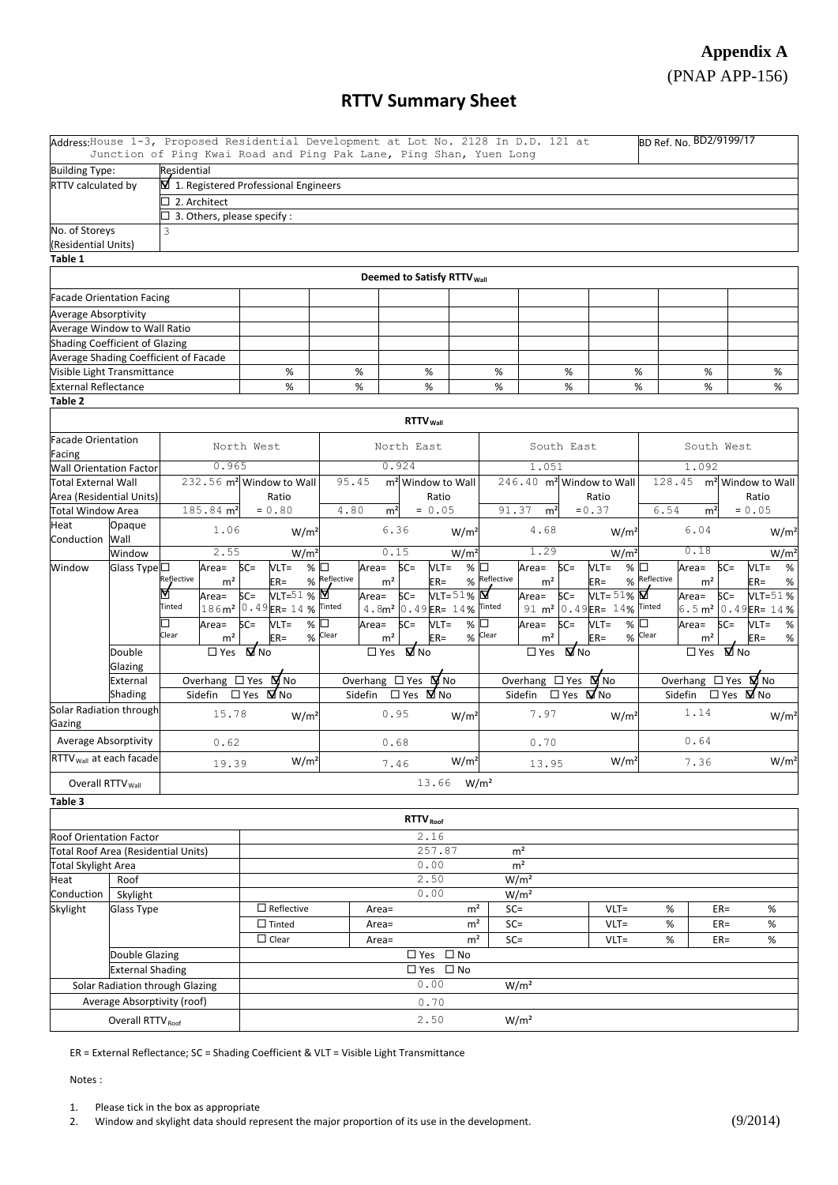**Appendix A**

(PNAP APP-156)

# RTTV Summary Sheet

| Address: House 1-3, Proposed Residential Development at Lot No. 2128 In D.D. 121 at Junction of Ping Kwai Road and Ping Pak Lane, Ping Shan, Yuen Long | BD Ref. No. BD2/9199/17 |
|---|---|
| Building Type: | Residential |
| RTTV calculated by | ☑ 1. Registered Professional Engineers |
| | ☐ 2. Architect |
| | ☐ 3. Others, please specify : |
| No. of Storeys (Residential Units) | 3 |

**Table 1**

| Deemed to Satisfy $RTTV_{Wall}$ | | | | | | | | |
|---|---|---|---|---|---|---|---|---|
| Facade Orientation Facing | | | | | | | | |
| Average Absorptivity | | | | | | | | |
| Average Window to Wall Ratio | | | | | | | | |
| Shading Coefficient of Glazing | | | | | | | | |
| Average Shading Coefficient of Facade | | | | | | | | |
| Visible Light Transmittance | % | % | % | % | % | % | % | % |
| External Reflectance | % | % | % | % | % | % | % | % |

**Table 2**

| $RTTV_{Wall}$ | | | | | |
|---|---|---|---|---|---|
| Facade Orientation Facing | | North West | North East | South East | South West |
| Wall Orientation Factor | | 0.965 | 0.924 | 1.051 | 1.092 |
| Total External Wall Area (Residential Units) | | 232.56 m² | 95.45 m² | 246.40 m² | 128.45 m² |
| Total Window Area | | 185.84 m² | 4.80 m² | 91.37 m² | 6.54 m² |
| Window to Wall Ratio | | = 0.80 | = 0.05 | = 0.37 | = 0.05 |
| Heat Conduction | Opaque Wall | 1.06 W/m² | 6.36 W/m² | 4.68 W/m² | 6.04 W/m² |
| | Window | 2.55 W/m² | 0.15 W/m² | 1.29 W/m² | 0.18 W/m² |
| Window | Glass Type ☐ Reflective | Area= m², SC=, VLT= %, ER= % | Area= m², SC=, VLT= %, ER= % | Area= m², SC=, VLT= %, ER= % | Area= m², SC=, VLT= %, ER= % |
| | ☑ Tinted | Area= 186 m², SC= 0.49, VLT= 51 %, ER= 14 % | Area= 4.8 m², SC= 0.49, VLT= 51 %, ER= 14 % | Area= 91 m², SC= 0.49, VLT= 51 %, ER= 14 % | Area= 6.5 m², SC= 0.49, VLT= 51 %, ER= 14 % |
| | ☐ Clear | Area= m², SC=, VLT= %, ER= % | Area= m², SC=, VLT= %, ER= % | Area= m², SC=, VLT= %, ER= % | Area= m², SC=, VLT= %, ER= % |
| | Double Glazing | ☐ Yes ☑ No | ☐ Yes ☑ No | ☐ Yes ☑ No | ☐ Yes ☑ No |
| | External Shading | Overhang ☐ Yes ☑ No; Sidefin ☐ Yes ☑ No | Overhang ☐ Yes ☑ No; Sidefin ☐ Yes ☑ No | Overhang ☐ Yes ☑ No; Sidefin ☐ Yes ☑ No | Overhang ☐ Yes ☑ No; Sidefin ☐ Yes ☑ No |
| Solar Radiation through Gazing | | 15.78 W/m² | 0.95 W/m² | 7.97 W/m² | 1.14 W/m² |
| Average Absorptivity | | 0.62 | 0.68 | 0.70 | 0.64 |
| $RTTV_{Wall}$ at each facade | | 19.39 W/m² | 7.46 W/m² | 13.95 W/m² | 7.36 W/m² |
| Overall $RTTV_{Wall}$ | | 13.66 W/m² | | | |

**Table 3**

| $RTTV_{Roof}$ | | | | | | | |
|---|---|---|---|---|---|---|---|
| Roof Orientation Factor | | 2.16 | | | | | |
| Total Roof Area (Residential Units) | | 257.87 m² | | | | | |
| Total Skylight Area | | 0.00 m² | | | | | |
| Heat Conduction | Roof | 2.50 W/m² | | | | | |
| | Skylight | 0.00 W/m² | | | | | |
| Skylight | Glass Type | ☐ Reflective | Area= m² | SC= | VLT= % | ER= % | |
| | | ☐ Tinted | Area= m² | SC= | VLT= % | ER= % | |
| | | ☐ Clear | Area= m² | SC= | VLT= % | ER= % | |
| | Double Glazing | ☐ Yes ☐ No | | | | | |
| | External Shading | ☐ Yes ☐ No | | | | | |
| Solar Radiation through Glazing | | 0.00 W/m² | | | | | |
| Average Absorptivity (roof) | | 0.70 | | | | | |
| Overall $RTTV_{Roof}$ | | 2.50 W/m² | | | | | |

ER = External Reflectance; SC = Shading Coefficient & VLT = Visible Light Transmittance

Notes :

1. Please tick in the box as appropriate
2. Window and skylight data should represent the major proportion of its use in the development.

(9/2014)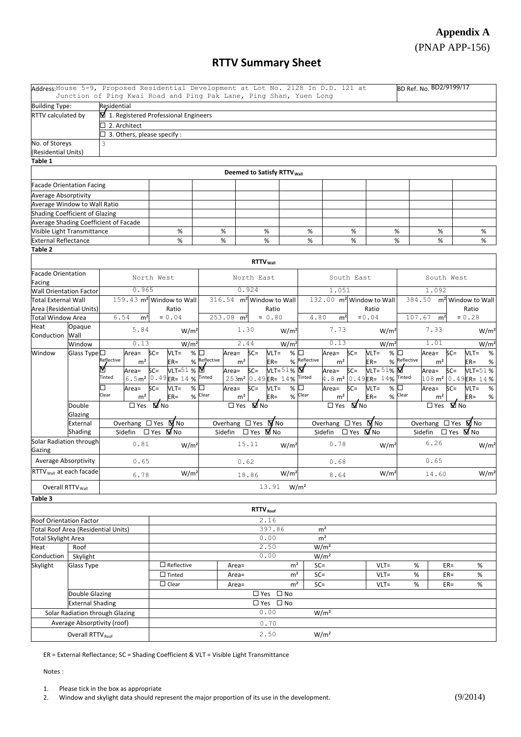# Appendix A
(PNAP APP-156)

## RTTV Summary Sheet

| | | |
|---|---|---|
| Address: House 5-9, Proposed Residential Development at Lot No. 2128 In D.D. 121 at Junction of Ping Kwai Road and Ping Pak Lane, Ping Shan, Yuen Long | | BD Ref. No. BD2/9199/17 |
| Building Type: | Residential | |
| RTTV calculated by | ☑ 1. Registered Professional Engineers<br>☐ 2. Architect<br>☐ 3. Others, please specify : | |
| No. of Storeys (Residential Units) | 3 | |

**Table 1**

| Deemed to Satisfy $RTTV_{Wall}$ | | | | | | | | |
|---|---|---|---|---|---|---|---|---|
| Facade Orientation Facing | | | | | | | | |
| Average Absorptivity | | | | | | | | |
| Average Window to Wall Ratio | | | | | | | | |
| Shading Coefficient of Glazing | | | | | | | | |
| Average Shading Coefficient of Facade | | | | | | | | |
| Visible Light Transmittance | % | % | % | % | % | % | % | % |
| External Reflectance | % | % | % | % | % | % | % | % |

**Table 2**

| $RTTV_{Wall}$ | | | | | |
|---|---|---|---|---|---|
| Facade Orientation Facing | | North West | North East | South East | South West |
| Wall Orientation Factor | | 0.965 | 0.924 | 1.051 | 1.092 |
| Total External Wall Area (Residential Units) | | 159.43 m² | 316.54 m² | 132.00 m² | 384.50 m² |
| Total Window Area | | 6.54 m² | 253.08 m² | 4.80 m² | 107.67 m² |
| Window to Wall Ratio | | = 0.04 | = 0.80 | = 0.04 | = 0.28 |
| Heat Conduction | Opaque Wall | 5.84 W/m² | 1.30 W/m² | 7.73 W/m² | 7.33 W/m² |
| | Window | 0.13 W/m² | 2.44 W/m² | 0.13 W/m² | 1.01 W/m² |
| Window | Glass Type | ☐ Reflective Area= m² SC= VLT= % ER= % | ☐ Reflective Area= m² SC= VLT= % ER= % | ☐ Reflective Area= m² SC= VLT= % ER= % | ☐ Reflective Area= m² SC= VLT= % ER= % |
| | | ☑ Tinted Area= 6.5m² SC= 0.49 VLT=51 % ER= 14 % | ☑ Tinted Area= 253m² SC= 0.49 VLT=51% ER= 14% | ☑ Tinted Area= 4.8 m² SC= 0.49 VLT= 51% ER= 14% | ☑ Tinted Area= 108 m² SC= 0.49 VLT=51 % ER= 14 % |
| | | ☐ Clear Area= m² SC= VLT= % ER= % | ☐ Clear Area= m² SC= VLT= % ER= % | ☐ Clear Area= m² SC= VLT= % ER= % | ☐ Clear Area= m² SC= VLT= % ER= % |
| | Double Glazing | ☐ Yes ☑ No | ☐ Yes ☑ No | ☐ Yes ☑ No | ☐ Yes ☑ No |
| | External Shading | Overhang ☐ Yes ☑ No<br>Sidefin ☐ Yes ☑ No | Overhang ☐ Yes ☑ No<br>Sidefin ☐ Yes ☑ No | Overhang ☐ Yes ☑ No<br>Sidefin ☐ Yes ☑ No | Overhang ☐ Yes ☑ No<br>Sidefin ☐ Yes ☑ No |
| Solar Radiation through Gazing | | 0.81 W/m² | 15.11 W/m² | 0.78 W/m² | 6.26 W/m² |
| Average Absorptivity | | 0.65 | 0.62 | 0.68 | 0.65 |
| $RTTV_{Wall}$ at each facade | | 6.78 W/m² | 18.86 W/m² | 8.64 W/m² | 14.60 W/m² |
| Overall $RTTV_{Wall}$ | | 13.91 W/m² | | | |

**Table 3**

| $RTTV_{Roof}$ | | | | | | |
|---|---|---|---|---|---|---|
| Roof Orientation Factor | | 2.16 | | | | |
| Total Roof Area (Residential Units) | | 397.86 m² | | | | |
| Total Skylight Area | | 0.00 m² | | | | |
| Heat Conduction | Roof | 2.50 W/m² | | | | |
| | Skylight | 0.00 W/m² | | | | |
| Skylight | Glass Type | ☐ Reflective | Area= m² | SC= | VLT= % | ER= % |
| | | ☐ Tinted | Area= m² | SC= | VLT= % | ER= % |
| | | ☐ Clear | Area= m² | SC= | VLT= % | ER= % |
| | Double Glazing | ☐ Yes ☐ No | | | | |
| | External Shading | ☐ Yes ☐ No | | | | |
| Solar Radiation through Glazing | | 0.00 W/m² | | | | |
| Average Absorptivity (roof) | | 0.70 | | | | |
| Overall $RTTV_{Roof}$ | | 2.50 W/m² | | | | |

ER = External Reflectance; SC = Shading Coefficient & VLT = Visible Light Transmittance

Notes :

1. Please tick in the box as appropriate
2. Window and skylight data should represent the major proportion of its use in the development.

(9/2014)